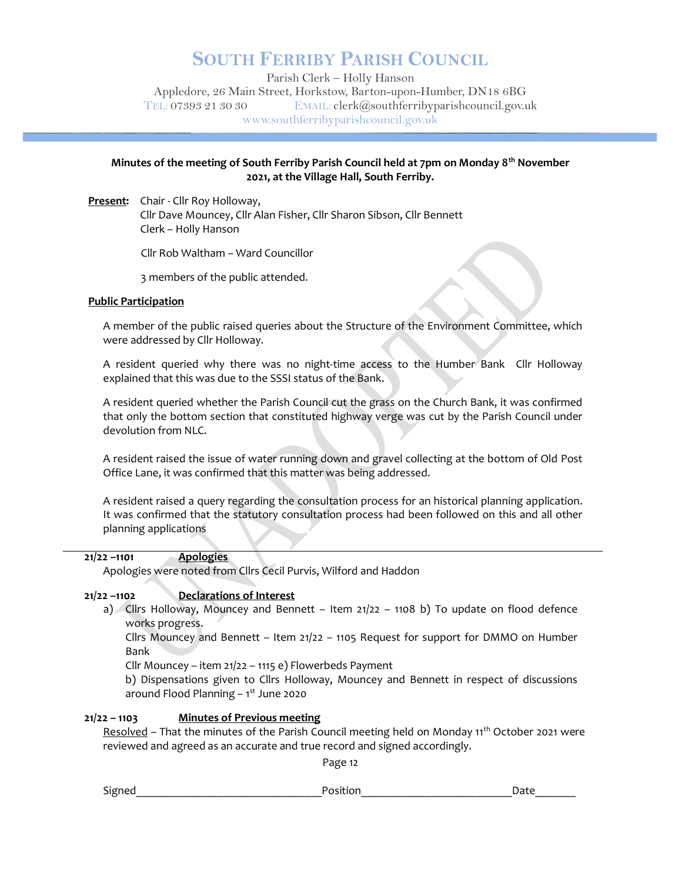# SOUTH FERRIBY PARISH COUNCIL

Parish Clerk – Holly Hanson
Appledore, 26 Main Street, Horkstow, Barton-upon-Humber, DN18 6BG
TEL: 07393 21 30 30 EMAIL: clerk@southferribyparishcouncil.gov.uk
www.southferribyparishcouncil.gov.uk

**Minutes of the meeting of South Ferriby Parish Council held at 7pm on Monday 8th November 2021, at the Village Hall, South Ferriby.**

**Present:** Chair - Cllr Roy Holloway,
Cllr Dave Mouncey, Cllr Alan Fisher, Cllr Sharon Sibson, Cllr Bennett
Clerk – Holly Hanson

Cllr Rob Waltham – Ward Councillor

3 members of the public attended.

**Public Participation**

A member of the public raised queries about the Structure of the Environment Committee, which were addressed by Cllr Holloway.

A resident queried why there was no night-time access to the Humber Bank Cllr Holloway explained that this was due to the SSSI status of the Bank.

A resident queried whether the Parish Council cut the grass on the Church Bank, it was confirmed that only the bottom section that constituted highway verge was cut by the Parish Council under devolution from NLC.

A resident raised the issue of water running down and gravel collecting at the bottom of Old Post Office Lane, it was confirmed that this matter was being addressed.

A resident raised a query regarding the consultation process for an historical planning application. It was confirmed that the statutory consultation process had been followed on this and all other planning applications

---

**21/22 –1101 Apologies**

Apologies were noted from Cllrs Cecil Purvis, Wilford and Haddon

**21/22 –1102 Declarations of Interest**

a) Cllrs Holloway, Mouncey and Bennett – Item 21/22 – 1108 b) To update on flood defence works progress.
Cllrs Mouncey and Bennett – Item 21/22 – 1105 Request for support for DMMO on Humber Bank
Cllr Mouncey – item 21/22 – 1115 e) Flowerbeds Payment
b) Dispensations given to Cllrs Holloway, Mouncey and Bennett in respect of discussions around Flood Planning – 1st June 2020

**21/22 – 1103 Minutes of Previous meeting**

Resolved – That the minutes of the Parish Council meeting held on Monday 11th October 2021 were reviewed and agreed as an accurate and true record and signed accordingly.

Signed_______________ Position_______________ Date_______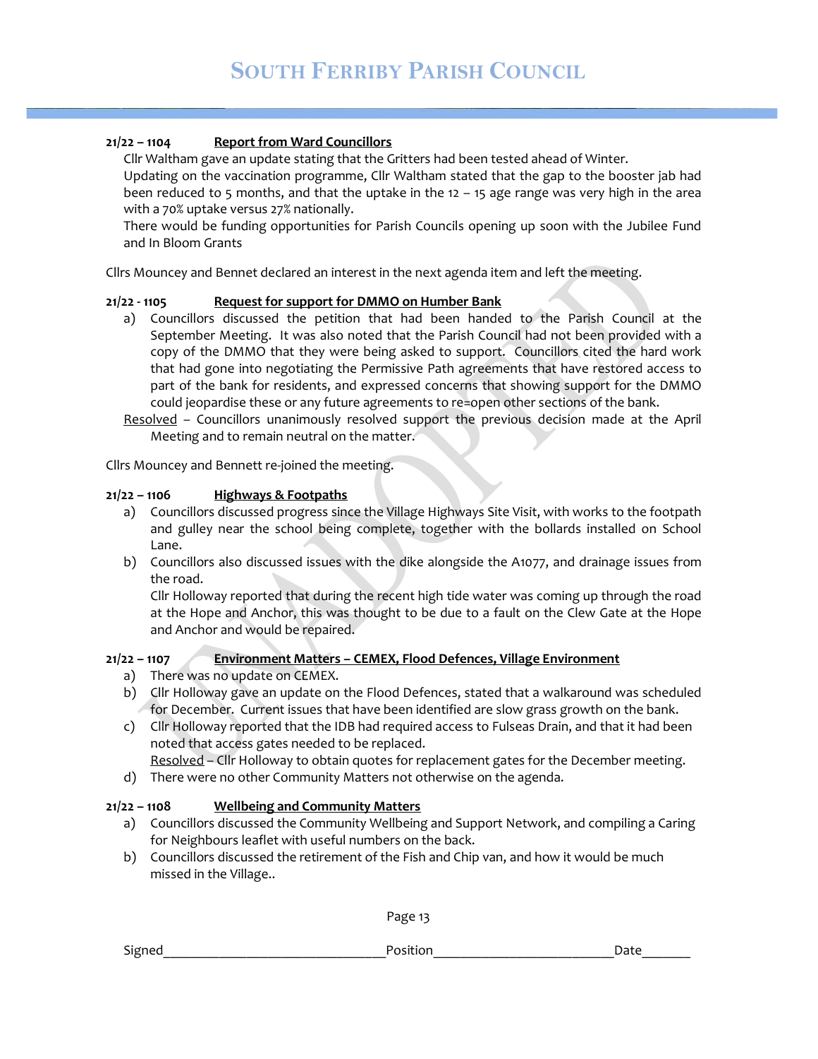**21/22 – 1104 Report from Ward Councillors**

Cllr Waltham gave an update stating that the Gritters had been tested ahead of Winter.

Updating on the vaccination programme, Cllr Waltham stated that the gap to the booster jab had been reduced to 5 months, and that the uptake in the 12 – 15 age range was very high in the area with a 70% uptake versus 27% nationally.

There would be funding opportunities for Parish Councils opening up soon with the Jubilee Fund and In Bloom Grants

Cllrs Mouncey and Bennet declared an interest in the next agenda item and left the meeting.

**21/22 - 1105 Request for support for DMMO on Humber Bank**

a) Councillors discussed the petition that had been handed to the Parish Council at the September Meeting. It was also noted that the Parish Council had not been provided with a copy of the DMMO that they were being asked to support. Councillors cited the hard work that had gone into negotiating the Permissive Path agreements that have restored access to part of the bank for residents, and expressed concerns that showing support for the DMMO could jeopardise these or any future agreements to re=open other sections of the bank.

Resolved – Councillors unanimously resolved support the previous decision made at the April Meeting and to remain neutral on the matter.

Cllrs Mouncey and Bennett re-joined the meeting.

**21/22 – 1106 Highways & Footpaths**

a) Councillors discussed progress since the Village Highways Site Visit, with works to the footpath and gulley near the school being complete, together with the bollards installed on School Lane.

b) Councillors also discussed issues with the dike alongside the A1077, and drainage issues from the road.
Cllr Holloway reported that during the recent high tide water was coming up through the road at the Hope and Anchor, this was thought to be due to a fault on the Clew Gate at the Hope and Anchor and would be repaired.

**21/22 – 1107 Environment Matters – CEMEX, Flood Defences, Village Environment**

a) There was no update on CEMEX.

b) Cllr Holloway gave an update on the Flood Defences, stated that a walkaround was scheduled for December. Current issues that have been identified are slow grass growth on the bank.

c) Cllr Holloway reported that the IDB had required access to Fulseas Drain, and that it had been noted that access gates needed to be replaced.
Resolved – Cllr Holloway to obtain quotes for replacement gates for the December meeting.

d) There were no other Community Matters not otherwise on the agenda.

**21/22 – 1108 Wellbeing and Community Matters**

a) Councillors discussed the Community Wellbeing and Support Network, and compiling a Caring for Neighbours leaflet with useful numbers on the back.

b) Councillors discussed the retirement of the Fish and Chip van, and how it would be much missed in the Village..

Signed_______________________________ Position_________________________ Date_______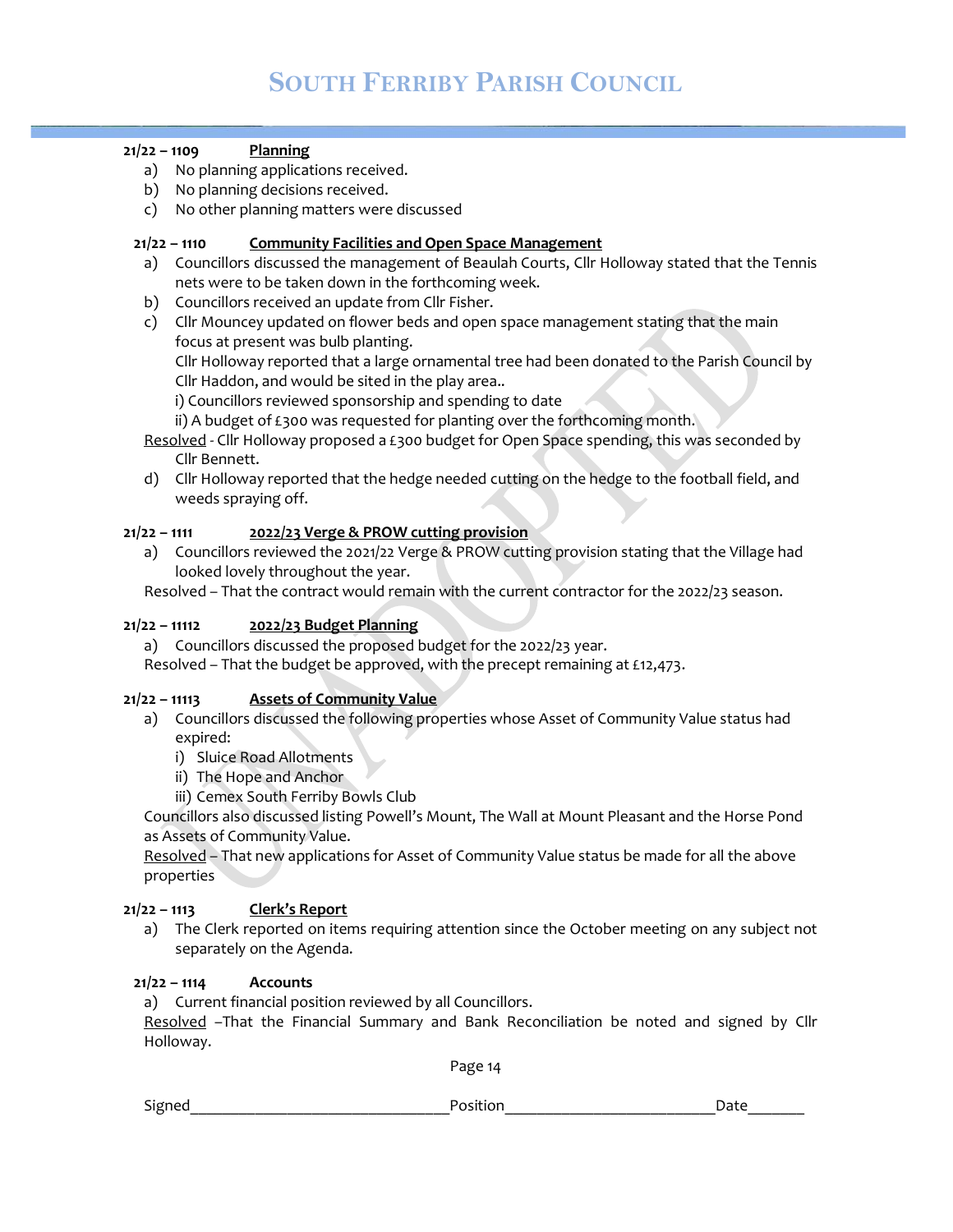**21/22 – 1109 Planning**

a) No planning applications received.
b) No planning decisions received.
c) No other planning matters were discussed

**21/22 – 1110 Community Facilities and Open Space Management**

a) Councillors discussed the management of Beaulah Courts, Cllr Holloway stated that the Tennis nets were to be taken down in the forthcoming week.
b) Councillors received an update from Cllr Fisher.
c) Cllr Mouncey updated on flower beds and open space management stating that the main focus at present was bulb planting.
   Cllr Holloway reported that a large ornamental tree had been donated to the Parish Council by Cllr Haddon, and would be sited in the play area..
   i) Councillors reviewed sponsorship and spending to date
   ii) A budget of £300 was requested for planting over the forthcoming month.

Resolved - Cllr Holloway proposed a £300 budget for Open Space spending, this was seconded by Cllr Bennett.

d) Cllr Holloway reported that the hedge needed cutting on the hedge to the football field, and weeds spraying off.

**21/22 – 1111 2022/23 Verge & PROW cutting provision**

a) Councillors reviewed the 2021/22 Verge & PROW cutting provision stating that the Village had looked lovely throughout the year.

Resolved – That the contract would remain with the current contractor for the 2022/23 season.

**21/22 – 11112 2022/23 Budget Planning**

a) Councillors discussed the proposed budget for the 2022/23 year.

Resolved – That the budget be approved, with the precept remaining at £12,473.

**21/22 – 11113 Assets of Community Value**

a) Councillors discussed the following properties whose Asset of Community Value status had expired:
   i) Sluice Road Allotments
   ii) The Hope and Anchor
   iii) Cemex South Ferriby Bowls Club

Councillors also discussed listing Powell's Mount, The Wall at Mount Pleasant and the Horse Pond as Assets of Community Value.

Resolved – That new applications for Asset of Community Value status be made for all the above properties

**21/22 – 1113 Clerk's Report**

a) The Clerk reported on items requiring attention since the October meeting on any subject not separately on the Agenda.

**21/22 – 1114 Accounts**

a) Current financial position reviewed by all Councillors.

Resolved –That the Financial Summary and Bank Reconciliation be noted and signed by Cllr Holloway.

Signed_______________________________Position_________________________Date_______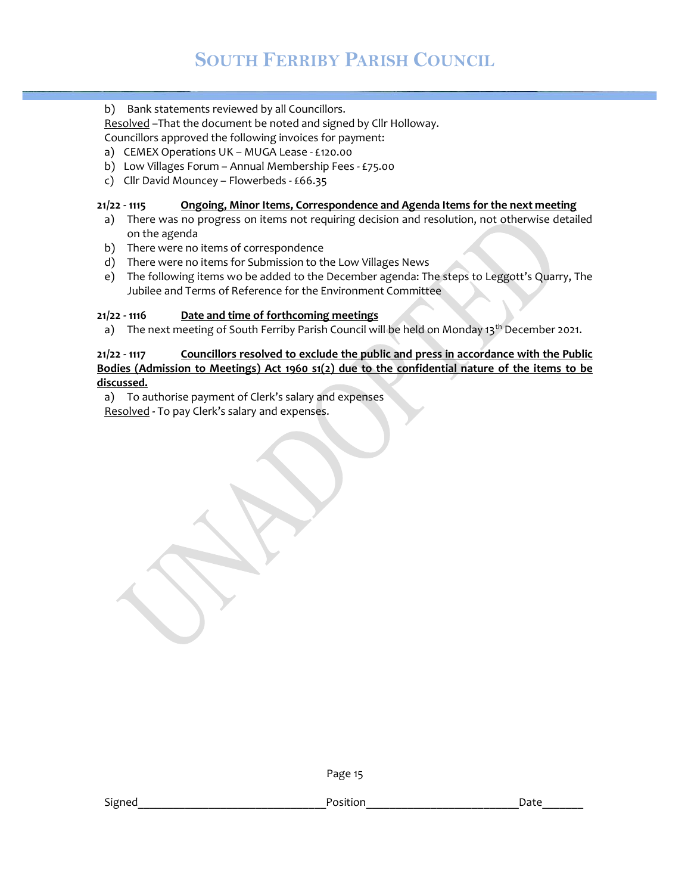b) Bank statements reviewed by all Councillors.

Resolved –That the document be noted and signed by Cllr Holloway.

Councillors approved the following invoices for payment:

a) CEMEX Operations UK – MUGA Lease - £120.00
b) Low Villages Forum – Annual Membership Fees - £75.00
c) Cllr David Mouncey – Flowerbeds - £66.35

**21/22 - 1115 Ongoing, Minor Items, Correspondence and Agenda Items for the next meeting**

a) There was no progress on items not requiring decision and resolution, not otherwise detailed on the agenda
b) There were no items of correspondence
d) There were no items for Submission to the Low Villages News
e) The following items wo be added to the December agenda: The steps to Leggott's Quarry, The Jubilee and Terms of Reference for the Environment Committee

**21/22 - 1116 Date and time of forthcoming meetings**

a) The next meeting of South Ferriby Parish Council will be held on Monday 13th December 2021.

**21/22 - 1117 Councillors resolved to exclude the public and press in accordance with the Public Bodies (Admission to Meetings) Act 1960 s1(2) due to the confidential nature of the items to be discussed.**

a) To authorise payment of Clerk's salary and expenses

Resolved - To pay Clerk's salary and expenses.

Signed_______________________________Position__________________________Date_______